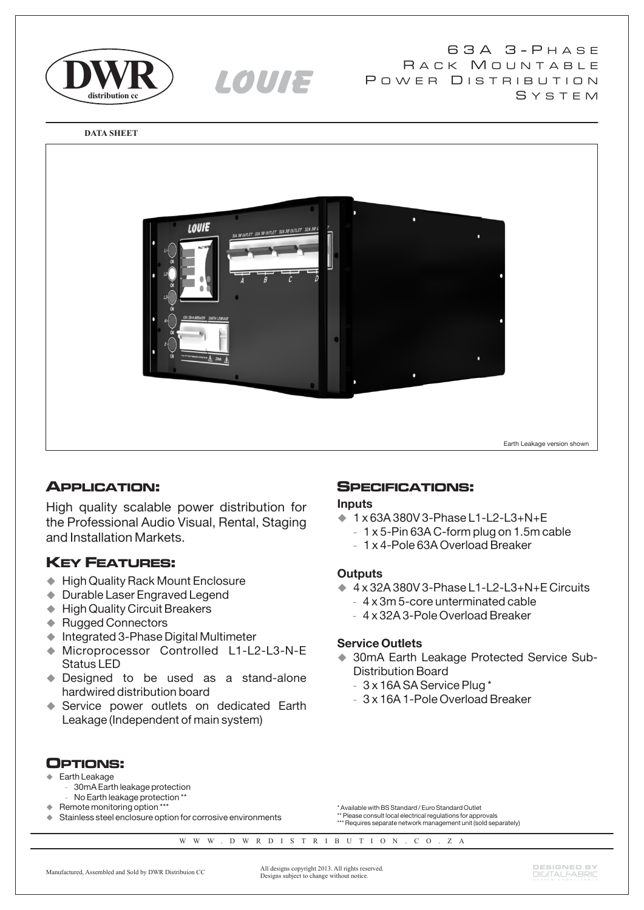DWR distribution cc

LOUIE

# 63A 3-Phase Rack Mountable Power Distribution System

**DATA SHEET**

Earth Leakage version shown

## Application:

High quality scalable power distribution for the Professional Audio Visual, Rental, Staging and Installation Markets.

## Key Features:

- High Quality Rack Mount Enclosure
- Durable Laser Engraved Legend
- High Quality Circuit Breakers
- Rugged Connectors
- Integrated 3-Phase Digital Multimeter
- Microprocessor Controlled L1-L2-L3-N-E Status LED
- Designed to be used as a stand-alone hardwired distribution board
- Service power outlets on dedicated Earth Leakage (Independent of main system)

## Specifications:

### Inputs

- 1 x 63A 380V 3-Phase L1-L2-L3+N+E
  - 1 x 5-Pin 63A C-form plug on 1.5m cable
  - 1 x 4-Pole 63A Overload Breaker

### Outputs

- 4 x 32A 380V 3-Phase L1-L2-L3+N+E Circuits
  - 4 x 3m 5-core unterminated cable
  - 4 x 32A 3-Pole Overload Breaker

### Service Outlets

- 30mA Earth Leakage Protected Service Sub-Distribution Board
  - 3 x 16A SA Service Plug *
  - 3 x 16A 1-Pole Overload Breaker

## Options:

- Earth Leakage
  - 30mA Earth leakage protection
  - No Earth leakage protection **
- Remote monitoring option ***
- Stainless steel enclosure option for corrosive environments

\* Available with BS Standard / Euro Standard Outlet
\** Please consult local electrical regulations for approvals
\*** Requires separate network management unit (sold separately)

WWW.DWRDISTRIBUTION.CO.ZA

Manufactured, Assembled and Sold by DWR Distribuion CC

All designs copyright 2013. All rights reserved.
Designs subject to change without notice.

DESIGNED BY DIGITALFABRIC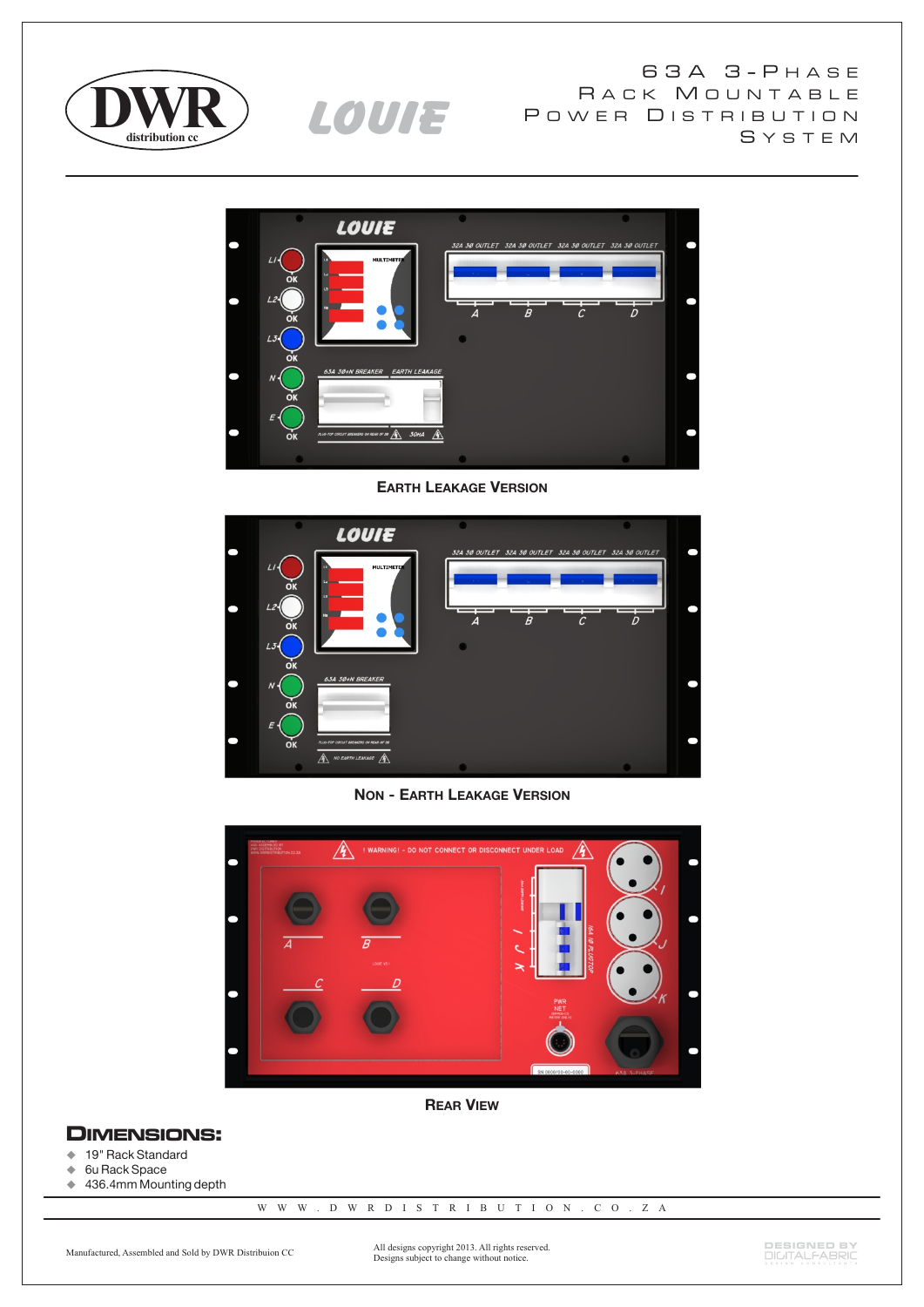DWR distribution cc

LOUIE

# 63A 3-Phase Rack Mountable Power Distribution System

Earth Leakage Version

Non - Earth Leakage Version

Rear View

## Dimensions:

- 19" Rack Standard
- 6u Rack Space
- 436.4mm Mounting depth

W W W . D W R D I S T R I B U T I O N . C O . Z A

Manufactured, Assembled and Sold by DWR Distribuion CC

All designs copyright 2013. All rights reserved.
Designs subject to change without notice.

DESIGNED BY DIGITALFABRIC